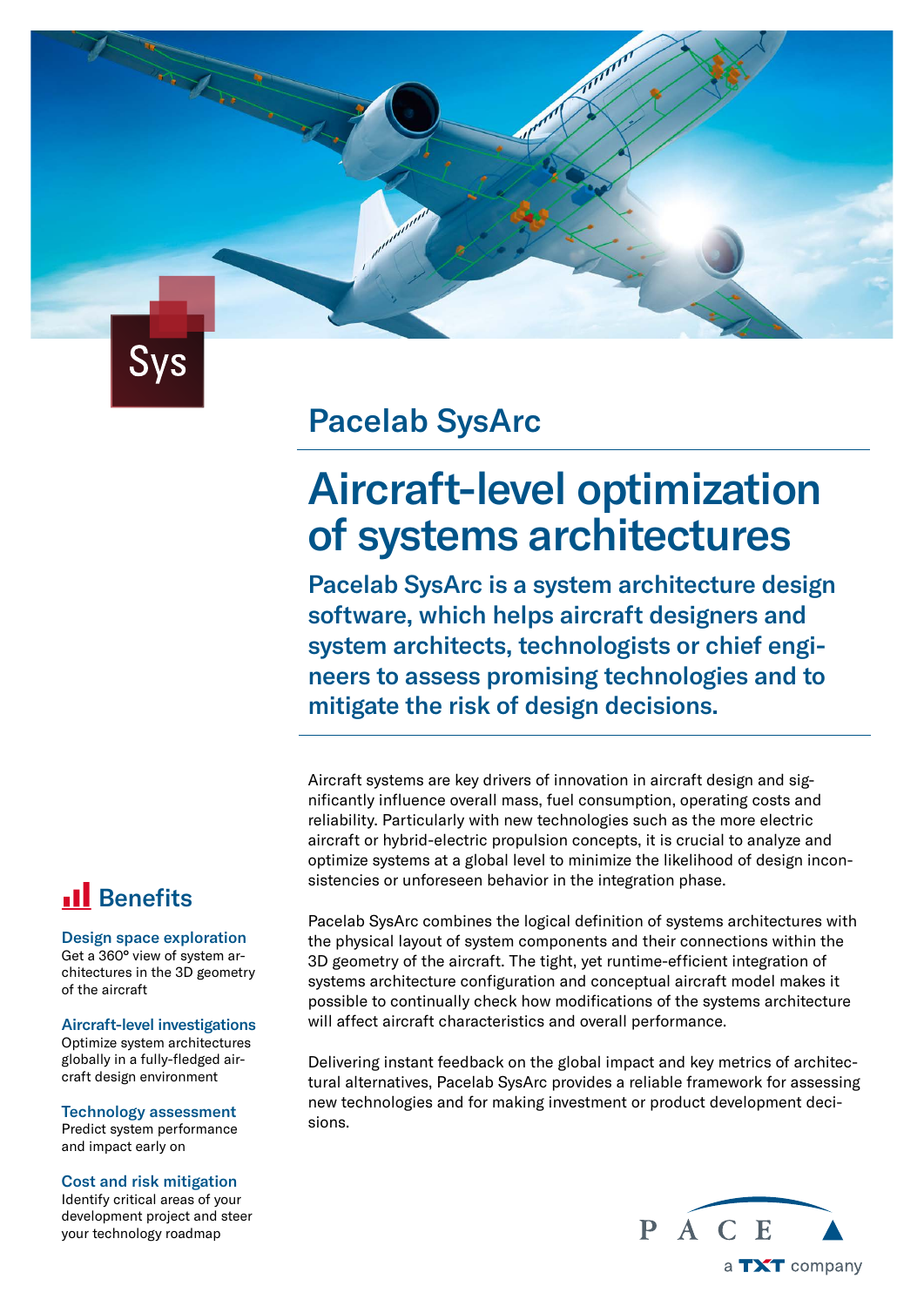Sys

## Pacelab SysArc

# Aircraft-level optimization of systems architectures

**Pacelab SysArc is a system architecture design software, which helps aircraft designers and system architects, technologists or chief engineers to assess promising technologies and to mitigate the risk of design decisions.**

Aircraft systems are key drivers of innovation in aircraft design and significantly influence overall mass, fuel consumption, operating costs and reliability. Particularly with new technologies such as the more electric aircraft or hybrid-electric propulsion concepts, it is crucial to analyze and optimize systems at a global level to minimize the likelihood of design inconsistencies or unforeseen behavior in the integration phase.

Pacelab SysArc combines the logical definition of systems architectures with the physical layout of system components and their connections within the 3D geometry of the aircraft. The tight, yet runtime-efficient integration of systems architecture configuration and conceptual aircraft model makes it possible to continually check how modifications of the systems architecture will affect aircraft characteristics and overall performance.

Delivering instant feedback on the global impact and key metrics of architectural alternatives, Pacelab SysArc provides a reliable framework for assessing new technologies and for making investment or product development decisions.

## Benefits

### Design space exploration
Get a 360° view of system architectures in the 3D geometry of the aircraft

### Aircraft-level investigations
Optimize system architectures globally in a fully-fledged aircraft design environment

### Technology assessment
Predict system performance and impact early on

### Cost and risk mitigation
Identify critical areas of your development project and steer your technology roadmap

PACE
a TXT company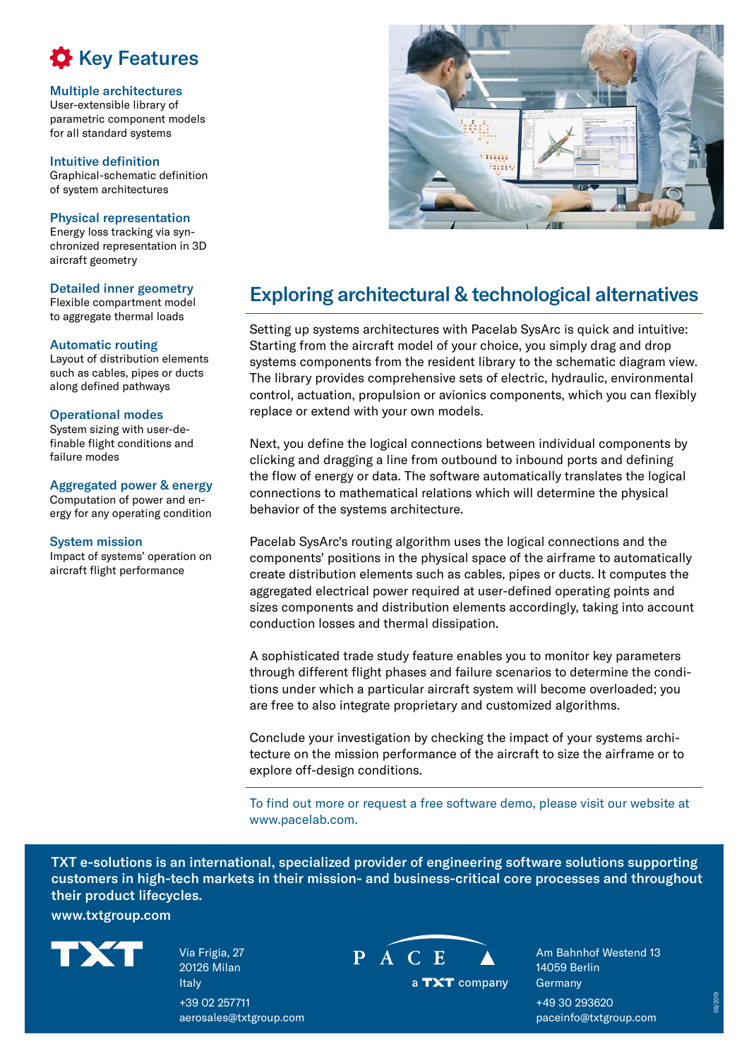## Key Features

**Multiple architectures**
User-extensible library of parametric component models for all standard systems

**Intuitive definition**
Graphical-schematic definition of system architectures

**Physical representation**
Energy loss tracking via synchronized representation in 3D aircraft geometry

**Detailed inner geometry**
Flexible compartment model to aggregate thermal loads

**Automatic routing**
Layout of distribution elements such as cables, pipes or ducts along defined pathways

**Operational modes**
System sizing with user-definable flight conditions and failure modes

**Aggregated power & energy**
Computation of power and energy for any operating condition

**System mission**
Impact of systems' operation on aircraft flight performance

## Exploring architectural & technological alternatives

Setting up systems architectures with Pacelab SysArc is quick and intuitive: Starting from the aircraft model of your choice, you simply drag and drop systems components from the resident library to the schematic diagram view. The library provides comprehensive sets of electric, hydraulic, environmental control, actuation, propulsion or avionics components, which you can flexibly replace or extend with your own models.

Next, you define the logical connections between individual components by clicking and dragging a line from outbound to inbound ports and defining the flow of energy or data. The software automatically translates the logical connections to mathematical relations which will determine the physical behavior of the systems architecture.

Pacelab SysArc's routing algorithm uses the logical connections and the components' positions in the physical space of the airframe to automatically create distribution elements such as cables, pipes or ducts. It computes the aggregated electrical power required at user-defined operating points and sizes components and distribution elements accordingly, taking into account conduction losses and thermal dissipation.

A sophisticated trade study feature enables you to monitor key parameters through different flight phases and failure scenarios to determine the conditions under which a particular aircraft system will become overloaded; you are free to also integrate proprietary and customized algorithms.

Conclude your investigation by checking the impact of your systems architecture on the mission performance of the aircraft to size the airframe or to explore off-design conditions.

To find out more or request a free software demo, please visit our website at www.pacelab.com.

**TXT e-solutions is an international, specialized provider of engineering software solutions supporting customers in high-tech markets in their mission- and business-critical core processes and throughout their product lifecycles.**

**www.txtgroup.com**

TXT

Via Frigia, 27
20126 Milan
Italy
+39 02 257711
aerosales@txtgroup.com

PACE
a TXT company

Am Bahnhof Westend 13
14059 Berlin
Germany
+49 30 293620
paceinfo@txtgroup.com

09/2019